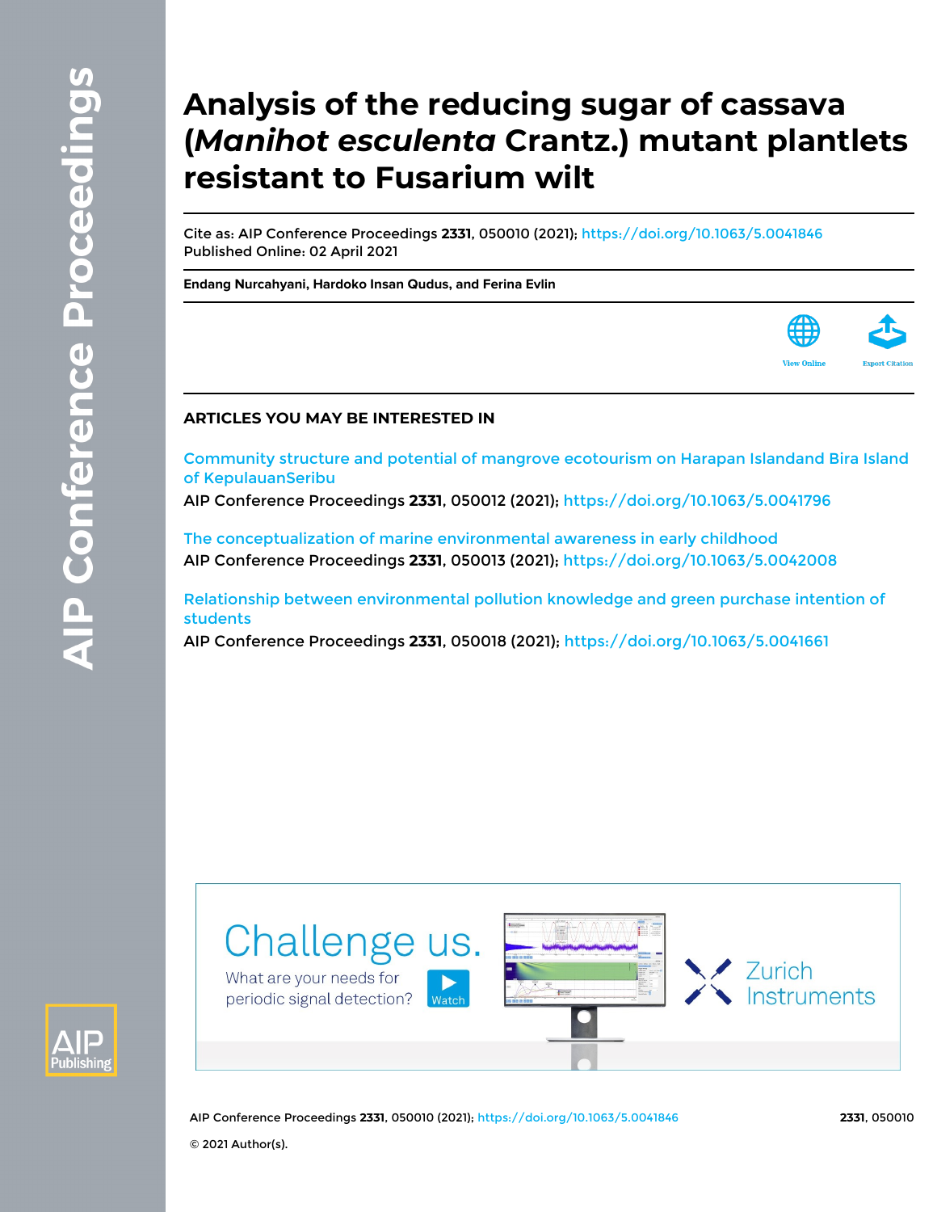# Analysis of the reducing sugar of cassava (*Manihot esculenta* Crantz.) mutant plantlets resistant to Fusarium wilt

Cite as: AIP Conference Proceedings **2331**, 050010 (2021); https://doi.org/10.1063/5.0041846
Published Online: 02 April 2021

**Endang Nurcahyani, Hardoko Insan Qudus, and Ferina Evlin**

## ARTICLES YOU MAY BE INTERESTED IN

Community structure and potential of mangrove ecotourism on Harapan Islandand Bira Island of KepulauanSeribu
AIP Conference Proceedings **2331**, 050012 (2021); https://doi.org/10.1063/5.0041796

The conceptualization of marine environmental awareness in early childhood
AIP Conference Proceedings **2331**, 050013 (2021); https://doi.org/10.1063/5.0042008

Relationship between environmental pollution knowledge and green purchase intention of students
AIP Conference Proceedings **2331**, 050018 (2021); https://doi.org/10.1063/5.0041661

© 2021 Author(s).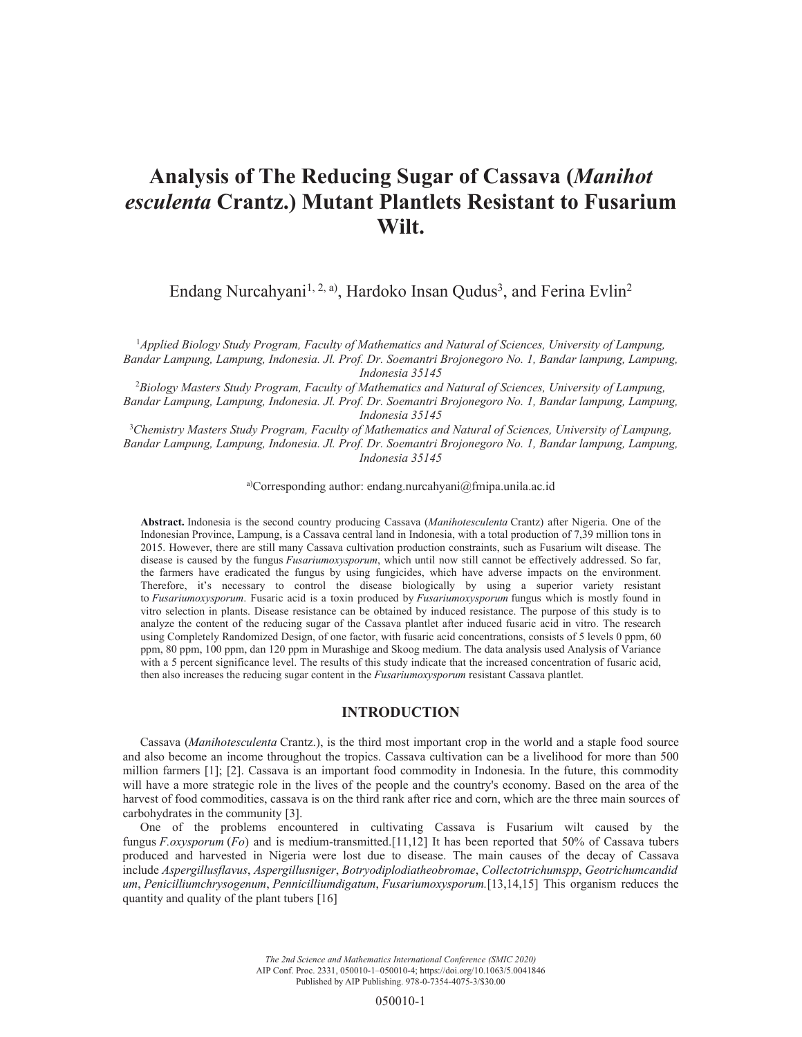# Analysis of The Reducing Sugar of Cassava (*Manihot esculenta* Crantz.) Mutant Plantlets Resistant to Fusarium Wilt.

Endang Nurcahyani[1, 2, a)], Hardoko Insan Qudus[3], and Ferina Evlin[2]

[1]*Applied Biology Study Program, Faculty of Mathematics and Natural of Sciences, University of Lampung, Bandar Lampung, Lampung, Indonesia. Jl. Prof. Dr. Soemantri Brojonegoro No. 1, Bandar lampung, Lampung, Indonesia 35145*

[2]*Biology Masters Study Program, Faculty of Mathematics and Natural of Sciences, University of Lampung, Bandar Lampung, Lampung, Indonesia. Jl. Prof. Dr. Soemantri Brojonegoro No. 1, Bandar lampung, Lampung, Indonesia 35145*

[3]*Chemistry Masters Study Program, Faculty of Mathematics and Natural of Sciences, University of Lampung, Bandar Lampung, Lampung, Indonesia. Jl. Prof. Dr. Soemantri Brojonegoro No. 1, Bandar lampung, Lampung, Indonesia 35145*

[a)]Corresponding author: endang.nurcahyani@fmipa.unila.ac.id

**Abstract.** Indonesia is the second country producing Cassava (*Manihotesculenta* Crantz) after Nigeria. One of the Indonesian Province, Lampung, is a Cassava central land in Indonesia, with a total production of 7,39 million tons in 2015. However, there are still many Cassava cultivation production constraints, such as Fusarium wilt disease. The disease is caused by the fungus *Fusariumoxysporum*, which until now still cannot be effectively addressed. So far, the farmers have eradicated the fungus by using fungicides, which have adverse impacts on the environment. Therefore, it's necessary to control the disease biologically by using a superior variety resistant to *Fusariumoxysporum*. Fusaric acid is a toxin produced by *Fusariumoxysporum* fungus which is mostly found in vitro selection in plants. Disease resistance can be obtained by induced resistance. The purpose of this study is to analyze the content of the reducing sugar of the Cassava plantlet after induced fusaric acid in vitro. The research using Completely Randomized Design, of one factor, with fusaric acid concentrations, consists of 5 levels 0 ppm, 60 ppm, 80 ppm, 100 ppm, dan 120 ppm in Murashige and Skoog medium. The data analysis used Analysis of Variance with a 5 percent significance level. The results of this study indicate that the increased concentration of fusaric acid, then also increases the reducing sugar content in the *Fusariumoxysporum* resistant Cassava plantlet.

## INTRODUCTION

Cassava (*Manihotesculenta* Crantz.), is the third most important crop in the world and a staple food source and also become an income throughout the tropics. Cassava cultivation can be a livelihood for more than 500 million farmers [1]; [2]. Cassava is an important food commodity in Indonesia. In the future, this commodity will have a more strategic role in the lives of the people and the country's economy. Based on the area of the harvest of food commodities, cassava is on the third rank after rice and corn, which are the three main sources of carbohydrates in the community [3].

One of the problems encountered in cultivating Cassava is Fusarium wilt caused by the fungus *F.oxysporum* (*Fo*) and is medium-transmitted.[11,12] It has been reported that 50% of Cassava tubers produced and harvested in Nigeria were lost due to disease. The main causes of the decay of Cassava include *Aspergillusflavus*, *Aspergillusniger*, *Botryodiplodiatheobromae*, *Collectotrichumspp*, *Geotrichumcandidum*, *Penicilliumchrysogenum*, *Pennicilliumdigatum*, *Fusariumoxysporum.*[13,14,15] This organism reduces the quantity and quality of the plant tubers [16]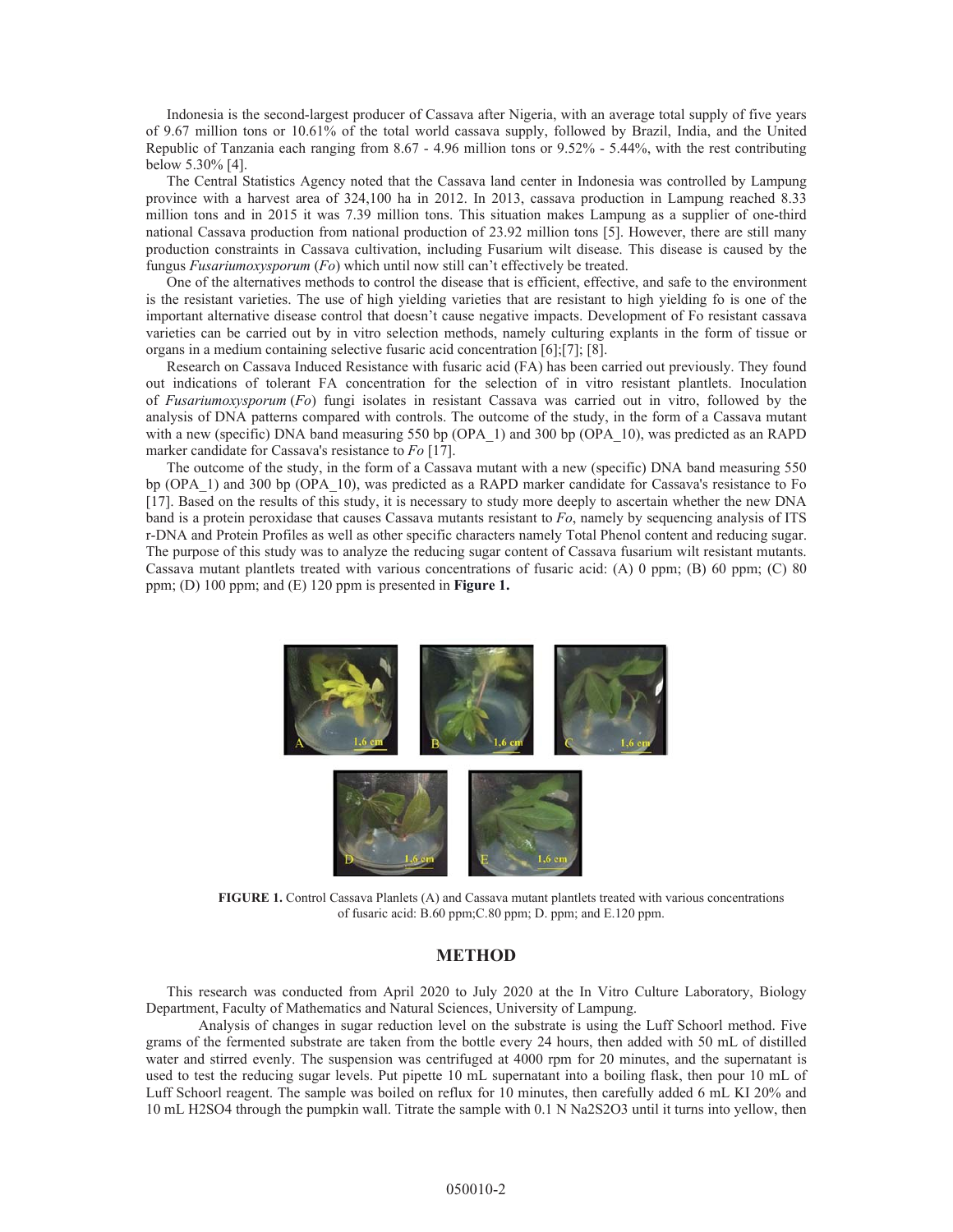Indonesia is the second-largest producer of Cassava after Nigeria, with an average total supply of five years of 9.67 million tons or 10.61% of the total world cassava supply, followed by Brazil, India, and the United Republic of Tanzania each ranging from 8.67 - 4.96 million tons or 9.52% - 5.44%, with the rest contributing below 5.30% [4].

The Central Statistics Agency noted that the Cassava land center in Indonesia was controlled by Lampung province with a harvest area of 324,100 ha in 2012. In 2013, cassava production in Lampung reached 8.33 million tons and in 2015 it was 7.39 million tons. This situation makes Lampung as a supplier of one-third national Cassava production from national production of 23.92 million tons [5]. However, there are still many production constraints in Cassava cultivation, including Fusarium wilt disease. This disease is caused by the fungus *Fusariumoxysporum* (*Fo*) which until now still can't effectively be treated.

One of the alternatives methods to control the disease that is efficient, effective, and safe to the environment is the resistant varieties. The use of high yielding varieties that are resistant to high yielding fo is one of the important alternative disease control that doesn't cause negative impacts. Development of Fo resistant cassava varieties can be carried out by in vitro selection methods, namely culturing explants in the form of tissue or organs in a medium containing selective fusaric acid concentration [6];[7]; [8].

Research on Cassava Induced Resistance with fusaric acid (FA) has been carried out previously. They found out indications of tolerant FA concentration for the selection of in vitro resistant plantlets. Inoculation of *Fusariumoxysporum* (*Fo*) fungi isolates in resistant Cassava was carried out in vitro, followed by the analysis of DNA patterns compared with controls. The outcome of the study, in the form of a Cassava mutant with a new (specific) DNA band measuring 550 bp (OPA_1) and 300 bp (OPA_10), was predicted as an RAPD marker candidate for Cassava's resistance to *Fo* [17].

The outcome of the study, in the form of a Cassava mutant with a new (specific) DNA band measuring 550 bp (OPA_1) and 300 bp (OPA_10), was predicted as a RAPD marker candidate for Cassava's resistance to Fo [17]. Based on the results of this study, it is necessary to study more deeply to ascertain whether the new DNA band is a protein peroxidase that causes Cassava mutants resistant to *Fo*, namely by sequencing analysis of ITS r-DNA and Protein Profiles as well as other specific characters namely Total Phenol content and reducing sugar. The purpose of this study was to analyze the reducing sugar content of Cassava fusarium wilt resistant mutants. Cassava mutant plantlets treated with various concentrations of fusaric acid: (A) 0 ppm; (B) 60 ppm; (C) 80 ppm; (D) 100 ppm; and (E) 120 ppm is presented in **Figure 1.**

A 1,6 cm
B 1,6 cm
C 1,6 cm
D 1,6 cm
E 1,6 cm

**FIGURE 1.** Control Cassava Planlets (A) and Cassava mutant plantlets treated with various concentrations of fusaric acid: B.60 ppm;C.80 ppm; D. ppm; and E.120 ppm.

## METHOD

This research was conducted from April 2020 to July 2020 at the In Vitro Culture Laboratory, Biology Department, Faculty of Mathematics and Natural Sciences, University of Lampung.

Analysis of changes in sugar reduction level on the substrate is using the Luff Schoorl method. Five grams of the fermented substrate are taken from the bottle every 24 hours, then added with 50 mL of distilled water and stirred evenly. The suspension was centrifuged at 4000 rpm for 20 minutes, and the supernatant is used to test the reducing sugar levels. Put pipette 10 mL supernatant into a boiling flask, then pour 10 mL of Luff Schoorl reagent. The sample was boiled on reflux for 10 minutes, then carefully added 6 mL KI 20% and 10 mL $H_2SO_4$ through the pumpkin wall. Titrate the sample with 0.1 N $Na_2S_2O_3$ until it turns into yellow, then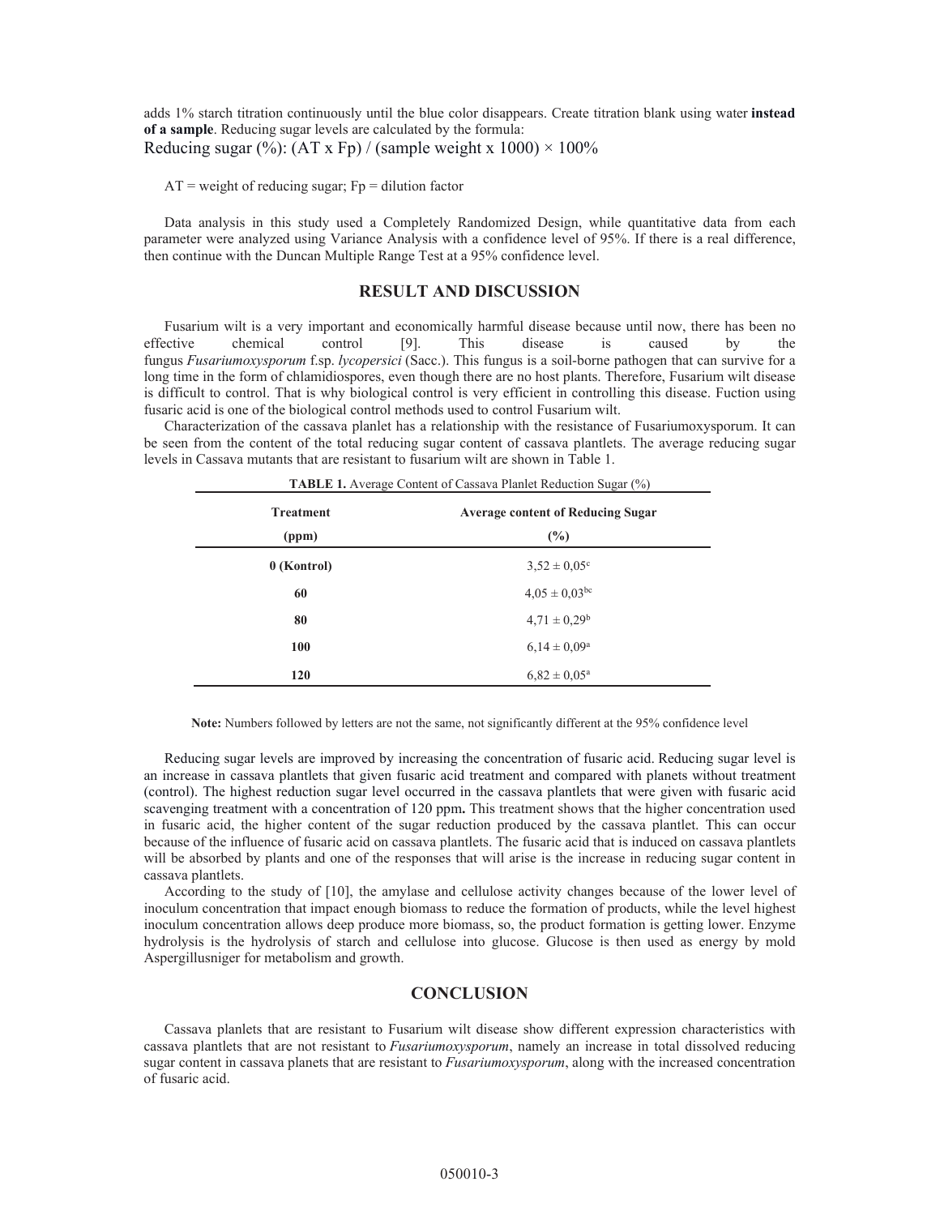adds 1% starch titration continuously until the blue color disappears. Create titration blank using water **instead of a sample**. Reducing sugar levels are calculated by the formula:

Reducing sugar (%): (AT x Fp) / (sample weight x 1000) × 100%

AT = weight of reducing sugar; Fp = dilution factor

Data analysis in this study used a Completely Randomized Design, while quantitative data from each parameter were analyzed using Variance Analysis with a confidence level of 95%. If there is a real difference, then continue with the Duncan Multiple Range Test at a 95% confidence level.

## RESULT AND DISCUSSION

Fusarium wilt is a very important and economically harmful disease because until now, there has been no effective chemical control [9]. This disease is caused by the fungus *Fusariumoxysporum* f.sp. *lycopersici* (Sacc.). This fungus is a soil-borne pathogen that can survive for a long time in the form of chlamidiospores, even though there are no host plants. Therefore, Fusarium wilt disease is difficult to control. That is why biological control is very efficient in controlling this disease. Fuction using fusaric acid is one of the biological control methods used to control Fusarium wilt.

Characterization of the cassava planlet has a relationship with the resistance of Fusariumoxysporum. It can be seen from the content of the total reducing sugar content of cassava plantlets. The average reducing sugar levels in Cassava mutants that are resistant to fusarium wilt are shown in Table 1.

**TABLE 1.** Average Content of Cassava Planlet Reduction Sugar (%)

| Treatment (ppm) | Average content of Reducing Sugar (%) |
|---|---|
| 0 (Kontrol) | 3,52 ± 0,05[c] |
| 60 | 4,05 ± 0,03[bc] |
| 80 | 4,71 ± 0,29[b] |
| 100 | 6,14 ± 0,09[a] |
| 120 | 6,82 ± 0,05[a] |

**Note:** Numbers followed by letters are not the same, not significantly different at the 95% confidence level

Reducing sugar levels are improved by increasing the concentration of fusaric acid. Reducing sugar level is an increase in cassava plantlets that given fusaric acid treatment and compared with planets without treatment (control). The highest reduction sugar level occurred in the cassava plantlets that were given with fusaric acid scavenging treatment with a concentration of 120 ppm**.** This treatment shows that the higher concentration used in fusaric acid, the higher content of the sugar reduction produced by the cassava plantlet. This can occur because of the influence of fusaric acid on cassava plantlets. The fusaric acid that is induced on cassava plantlets will be absorbed by plants and one of the responses that will arise is the increase in reducing sugar content in cassava plantlets.

According to the study of [10], the amylase and cellulose activity changes because of the lower level of inoculum concentration that impact enough biomass to reduce the formation of products, while the level highest inoculum concentration allows deep produce more biomass, so, the product formation is getting lower. Enzyme hydrolysis is the hydrolysis of starch and cellulose into glucose. Glucose is then used as energy by mold Aspergillusniger for metabolism and growth.

## CONCLUSION

Cassava planlets that are resistant to Fusarium wilt disease show different expression characteristics with cassava plantlets that are not resistant to *Fusariumoxysporum*, namely an increase in total dissolved reducing sugar content in cassava planets that are resistant to *Fusariumoxysporum*, along with the increased concentration of fusaric acid.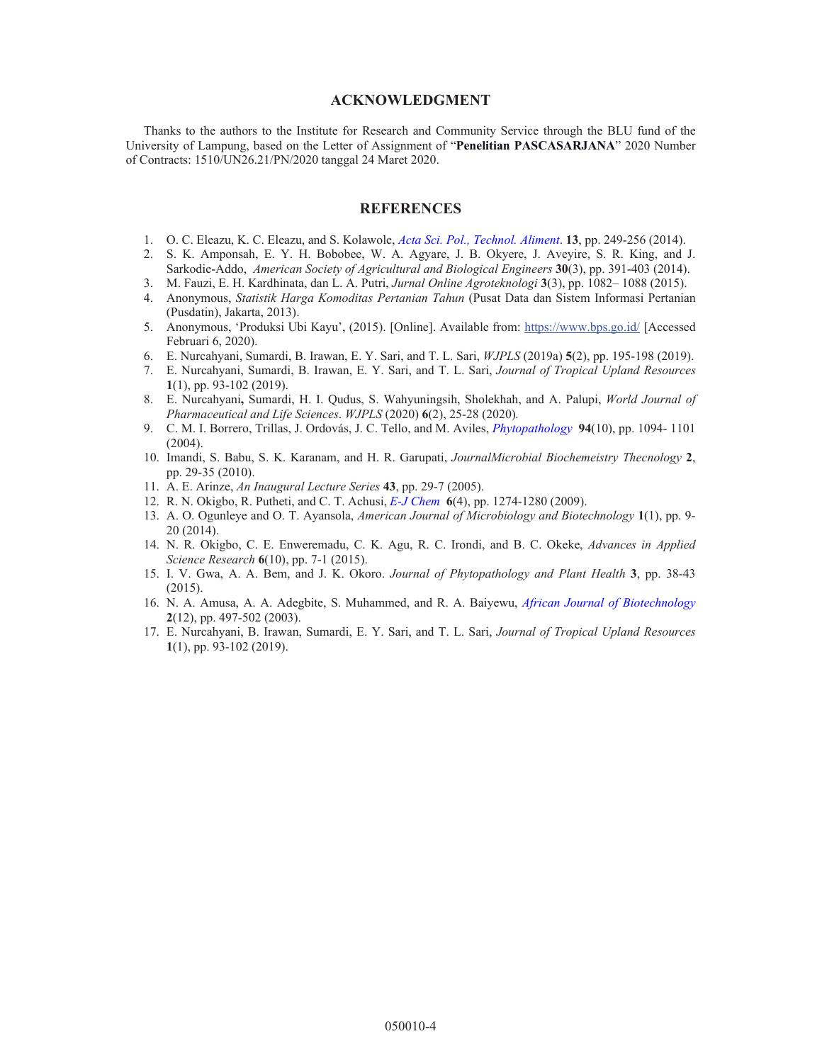## ACKNOWLEDGMENT

Thanks to the authors to the Institute for Research and Community Service through the BLU fund of the University of Lampung, based on the Letter of Assignment of "**Penelitian PASCASARJANA**" 2020 Number of Contracts: 1510/UN26.21/PN/2020 tanggal 24 Maret 2020.

## REFERENCES

1. O. C. Eleazu, K. C. Eleazu, and S. Kolawole, *Acta Sci. Pol., Technol. Aliment*. **13**, pp. 249-256 (2014).
2. S. K. Amponsah, E. Y. H. Bobobee, W. A. Agyare, J. B. Okyere, J. Aveyire, S. R. King, and J. Sarkodie-Addo, *American Society of Agricultural and Biological Engineers* **30**(3), pp. 391-403 (2014).
3. M. Fauzi, E. H. Kardhinata, dan L. A. Putri, *Jurnal Online Agroteknologi* **3**(3), pp. 1082– 1088 (2015).
4. Anonymous, *Statistik Harga Komoditas Pertanian Tahun* (Pusat Data dan Sistem Informasi Pertanian (Pusdatin), Jakarta, 2013).
5. Anonymous, 'Produksi Ubi Kayu', (2015). [Online]. Available from: https://www.bps.go.id/ [Accessed Februari 6, 2020).
6. E. Nurcahyani, Sumardi, B. Irawan, E. Y. Sari, and T. L. Sari, *WJPLS* (2019a) **5**(2), pp. 195-198 (2019).
7. E. Nurcahyani, Sumardi, B. Irawan, E. Y. Sari, and T. L. Sari, *Journal of Tropical Upland Resources* **1**(1), pp. 93-102 (2019).
8. E. Nurcahyani**,** Sumardi, H. I. Qudus, S. Wahyuningsih, Sholekhah, and A. Palupi, *World Journal of Pharmaceutical and Life Sciences*. *WJPLS* (2020) **6**(2), 25-28 (2020).
9. C. M. I. Borrero, Trillas, J. Ordovás, J. C. Tello, and M. Aviles, *Phytopathology* **94**(10), pp. 1094- 1101 (2004).
10. Imandi, S. Babu, S. K. Karanam, and H. R. Garupati, *JournalMicrobial Biochemeistry Thecnology* **2**, pp. 29-35 (2010).
11. A. E. Arinze, *An Inaugural Lecture Series* **43**, pp. 29-7 (2005).
12. R. N. Okigbo, R. Putheti, and C. T. Achusi, *E-J Chem* **6**(4), pp. 1274-1280 (2009).
13. A. O. Ogunleye and O. T. Ayansola, *American Journal of Microbiology and Biotechnology* **1**(1), pp. 9-20 (2014).
14. N. R. Okigbo, C. E. Enweremadu, C. K. Agu, R. C. Irondi, and B. C. Okeke, *Advances in Applied Science Research* **6**(10), pp. 7-1 (2015).
15. I. V. Gwa, A. A. Bem, and J. K. Okoro. *Journal of Phytopathology and Plant Health* **3**, pp. 38-43 (2015).
16. N. A. Amusa, A. A. Adegbite, S. Muhammed, and R. A. Baiyewu, *African Journal of Biotechnology* **2**(12), pp. 497-502 (2003).
17. E. Nurcahyani, B. Irawan, Sumardi, E. Y. Sari, and T. L. Sari, *Journal of Tropical Upland Resources* **1**(1), pp. 93-102 (2019).